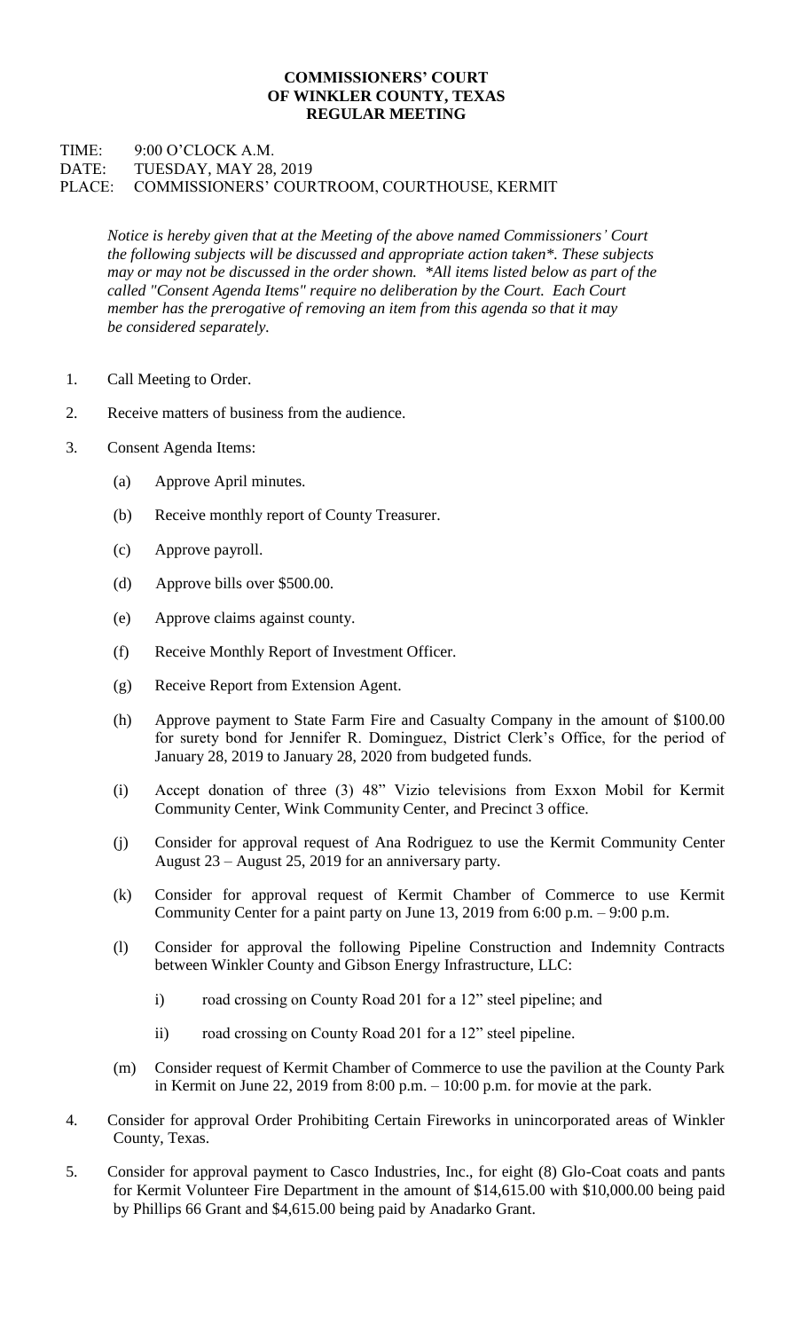**COMMISSIONERS' COURT**
**OF WINKLER COUNTY, TEXAS**
**REGULAR MEETING**

TIME: 9:00 O'CLOCK A.M.
DATE: TUESDAY, MAY 28, 2019
PLACE: COMMISSIONERS' COURTROOM, COURTHOUSE, KERMIT

*Notice is hereby given that at the Meeting of the above named Commissioners' Court the following subjects will be discussed and appropriate action taken\*. These subjects may or may not be discussed in the order shown. \*All items listed below as part of the called "Consent Agenda Items" require no deliberation by the Court. Each Court member has the prerogative of removing an item from this agenda so that it may be considered separately.*

1. Call Meeting to Order.

2. Receive matters of business from the audience.

3. Consent Agenda Items:

   (a) Approve April minutes.

   (b) Receive monthly report of County Treasurer.

   (c) Approve payroll.

   (d) Approve bills over $500.00.

   (e) Approve claims against county.

   (f) Receive Monthly Report of Investment Officer.

   (g) Receive Report from Extension Agent.

   (h) Approve payment to State Farm Fire and Casualty Company in the amount of $100.00 for surety bond for Jennifer R. Dominguez, District Clerk's Office, for the period of January 28, 2019 to January 28, 2020 from budgeted funds.

   (i) Accept donation of three (3) 48" Vizio televisions from Exxon Mobil for Kermit Community Center, Wink Community Center, and Precinct 3 office.

   (j) Consider for approval request of Ana Rodriguez to use the Kermit Community Center August 23 – August 25, 2019 for an anniversary party.

   (k) Consider for approval request of Kermit Chamber of Commerce to use Kermit Community Center for a paint party on June 13, 2019 from 6:00 p.m. – 9:00 p.m.

   (l) Consider for approval the following Pipeline Construction and Indemnity Contracts between Winkler County and Gibson Energy Infrastructure, LLC:

      i) road crossing on County Road 201 for a 12" steel pipeline; and

      ii) road crossing on County Road 201 for a 12" steel pipeline.

   (m) Consider request of Kermit Chamber of Commerce to use the pavilion at the County Park in Kermit on June 22, 2019 from 8:00 p.m. – 10:00 p.m. for movie at the park.

4. Consider for approval Order Prohibiting Certain Fireworks in unincorporated areas of Winkler County, Texas.

5. Consider for approval payment to Casco Industries, Inc., for eight (8) Glo-Coat coats and pants for Kermit Volunteer Fire Department in the amount of $14,615.00 with $10,000.00 being paid by Phillips 66 Grant and $4,615.00 being paid by Anadarko Grant.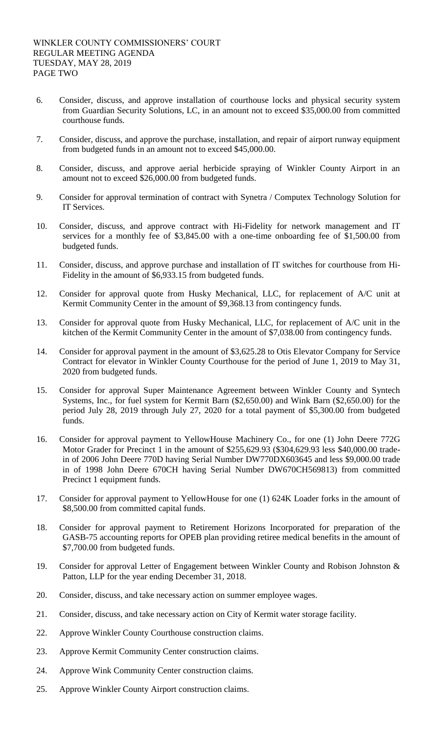WINKLER COUNTY COMMISSIONERS' COURT
REGULAR MEETING AGENDA
TUESDAY, MAY 28, 2019
PAGE TWO

6. Consider, discuss, and approve installation of courthouse locks and physical security system from Guardian Security Solutions, LC, in an amount not to exceed $35,000.00 from committed courthouse funds.

7. Consider, discuss, and approve the purchase, installation, and repair of airport runway equipment from budgeted funds in an amount not to exceed $45,000.00.

8. Consider, discuss, and approve aerial herbicide spraying of Winkler County Airport in an amount not to exceed $26,000.00 from budgeted funds.

9. Consider for approval termination of contract with Synetra / Computex Technology Solution for IT Services.

10. Consider, discuss, and approve contract with Hi-Fidelity for network management and IT services for a monthly fee of $3,845.00 with a one-time onboarding fee of $1,500.00 from budgeted funds.

11. Consider, discuss, and approve purchase and installation of IT switches for courthouse from Hi-Fidelity in the amount of $6,933.15 from budgeted funds.

12. Consider for approval quote from Husky Mechanical, LLC, for replacement of A/C unit at Kermit Community Center in the amount of $9,368.13 from contingency funds.

13. Consider for approval quote from Husky Mechanical, LLC, for replacement of A/C unit in the kitchen of the Kermit Community Center in the amount of $7,038.00 from contingency funds.

14. Consider for approval payment in the amount of $3,625.28 to Otis Elevator Company for Service Contract for elevator in Winkler County Courthouse for the period of June 1, 2019 to May 31, 2020 from budgeted funds.

15. Consider for approval Super Maintenance Agreement between Winkler County and Syntech Systems, Inc., for fuel system for Kermit Barn ($2,650.00) and Wink Barn ($2,650.00) for the period July 28, 2019 through July 27, 2020 for a total payment of $5,300.00 from budgeted funds.

16. Consider for approval payment to YellowHouse Machinery Co., for one (1) John Deere 772G Motor Grader for Precinct 1 in the amount of $255,629.93 ($304,629.93 less $40,000.00 trade-in of 2006 John Deere 770D having Serial Number DW770DX603645 and less $9,000.00 trade in of 1998 John Deere 670CH having Serial Number DW670CH569813) from committed Precinct 1 equipment funds.

17. Consider for approval payment to YellowHouse for one (1) 624K Loader forks in the amount of $8,500.00 from committed capital funds.

18. Consider for approval payment to Retirement Horizons Incorporated for preparation of the GASB-75 accounting reports for OPEB plan providing retiree medical benefits in the amount of $7,700.00 from budgeted funds.

19. Consider for approval Letter of Engagement between Winkler County and Robison Johnston & Patton, LLP for the year ending December 31, 2018.

20. Consider, discuss, and take necessary action on summer employee wages.

21. Consider, discuss, and take necessary action on City of Kermit water storage facility.

22. Approve Winkler County Courthouse construction claims.

23. Approve Kermit Community Center construction claims.

24. Approve Wink Community Center construction claims.

25. Approve Winkler County Airport construction claims.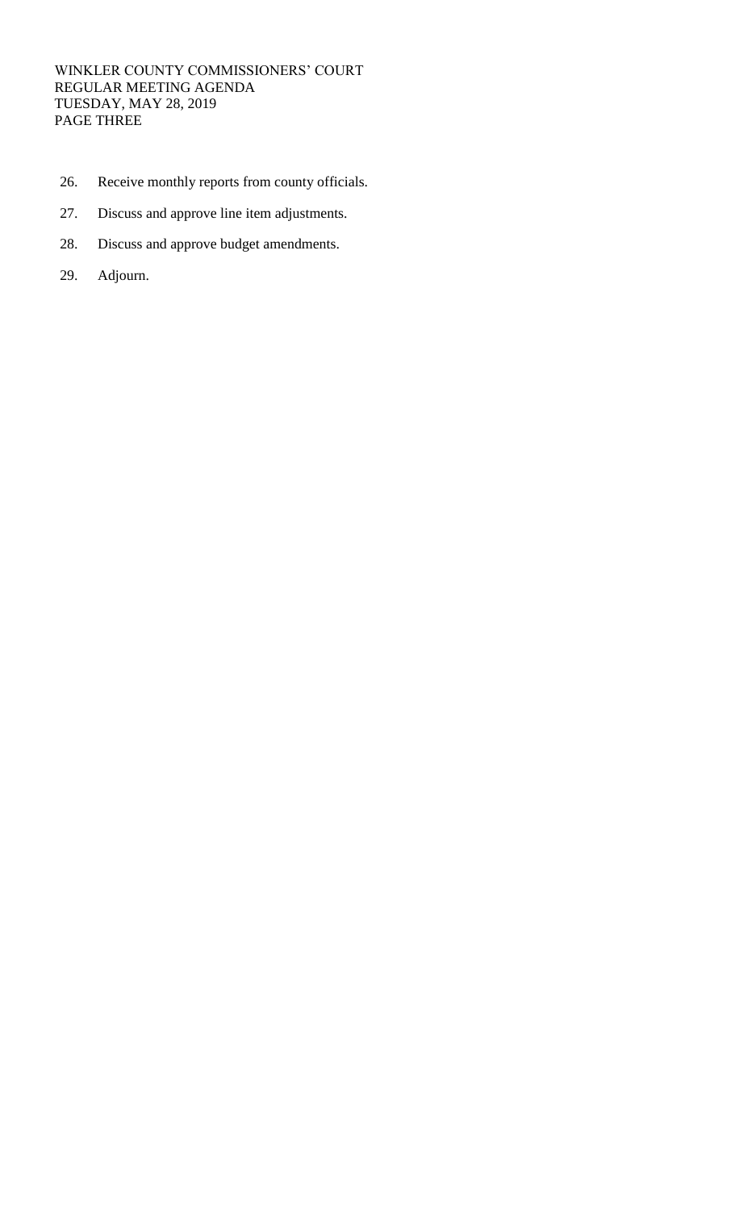26. Receive monthly reports from county officials.
27. Discuss and approve line item adjustments.
28. Discuss and approve budget amendments.
29. Adjourn.